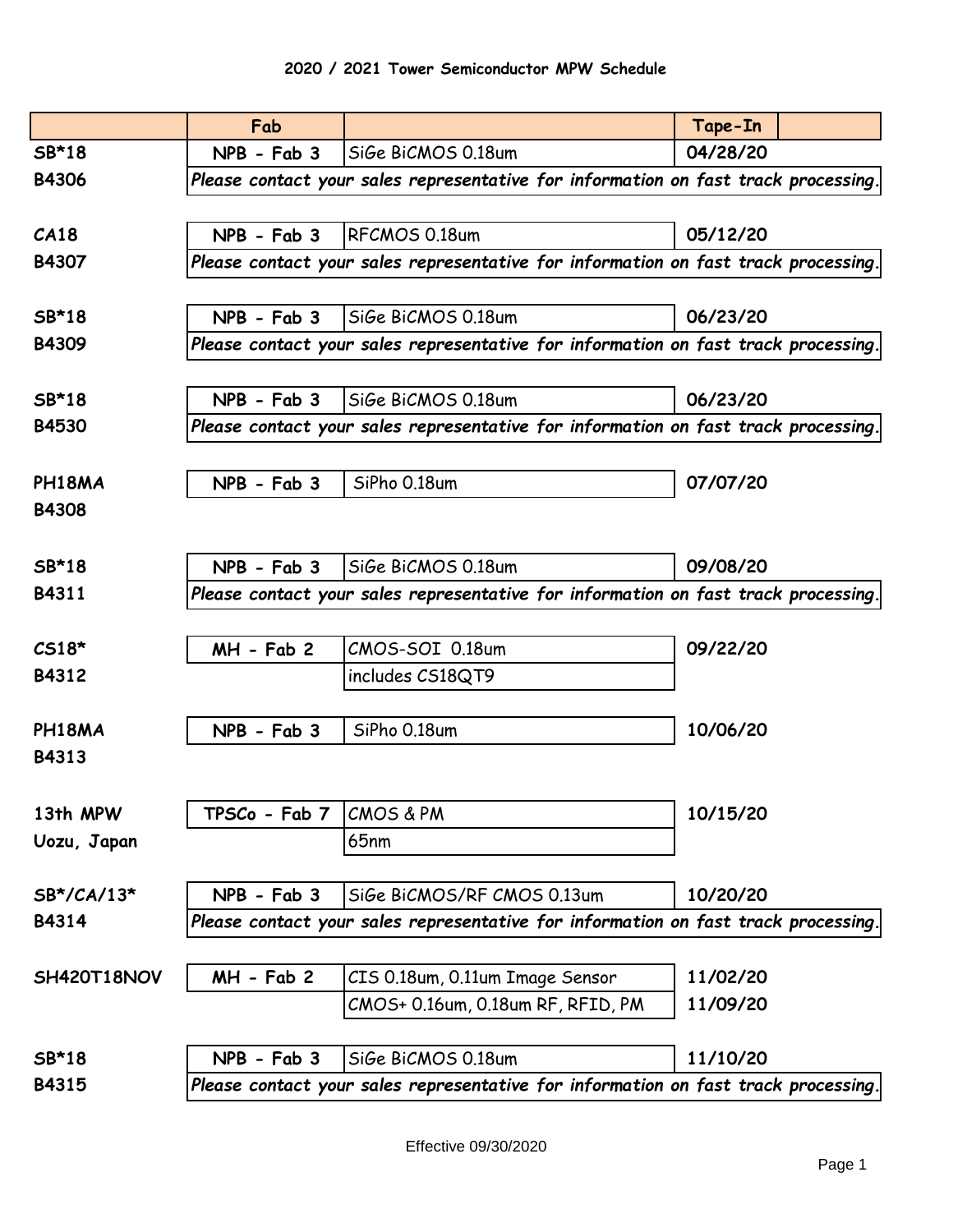## 2020 / 2021 Tower Semiconductor MPW Schedule

| | Fab | | Tape-In | |
|---|---|---|---|---|
| SB*18 | NPB - Fab 3 | SiGe BiCMOS 0.18um | 04/28/20 | |
| B4306 | *Please contact your sales representative for information on fast track processing.* | | | |
| CA18 | NPB - Fab 3 | RFCMOS 0.18um | 05/12/20 | |
| B4307 | *Please contact your sales representative for information on fast track processing.* | | | |
| SB*18 | NPB - Fab 3 | SiGe BiCMOS 0.18um | 06/23/20 | |
| B4309 | *Please contact your sales representative for information on fast track processing.* | | | |
| SB*18 | NPB - Fab 3 | SiGe BiCMOS 0.18um | 06/23/20 | |
| B4530 | *Please contact your sales representative for information on fast track processing.* | | | |
| PH18MA | NPB - Fab 3 | SiPho 0.18um | 07/07/20 | |
| B4308 | | | | |
| SB*18 | NPB - Fab 3 | SiGe BiCMOS 0.18um | 09/08/20 | |
| B4311 | *Please contact your sales representative for information on fast track processing.* | | | |
| CS18* | MH - Fab 2 | CMOS-SOI 0.18um | 09/22/20 | |
| B4312 | | includes CS18QT9 | | |
| PH18MA | NPB - Fab 3 | SiPho 0.18um | 10/06/20 | |
| B4313 | | | | |
| 13th MPW | TPSCo - Fab 7 | CMOS & PM | 10/15/20 | |
| Uozu, Japan | | 65nm | | |
| SB*/CA/13* | NPB - Fab 3 | SiGe BiCMOS/RF CMOS 0.13um | 10/20/20 | |
| B4314 | *Please contact your sales representative for information on fast track processing.* | | | |
| SH420T18NOV | MH - Fab 2 | CIS 0.18um, 0.11um Image Sensor | 11/02/20 | |
| | | CMOS+ 0.16um, 0.18um RF, RFID, PM | 11/09/20 | |
| SB*18 | NPB - Fab 3 | SiGe BiCMOS 0.18um | 11/10/20 | |
| B4315 | *Please contact your sales representative for information on fast track processing.* | | | |

Effective 09/30/2020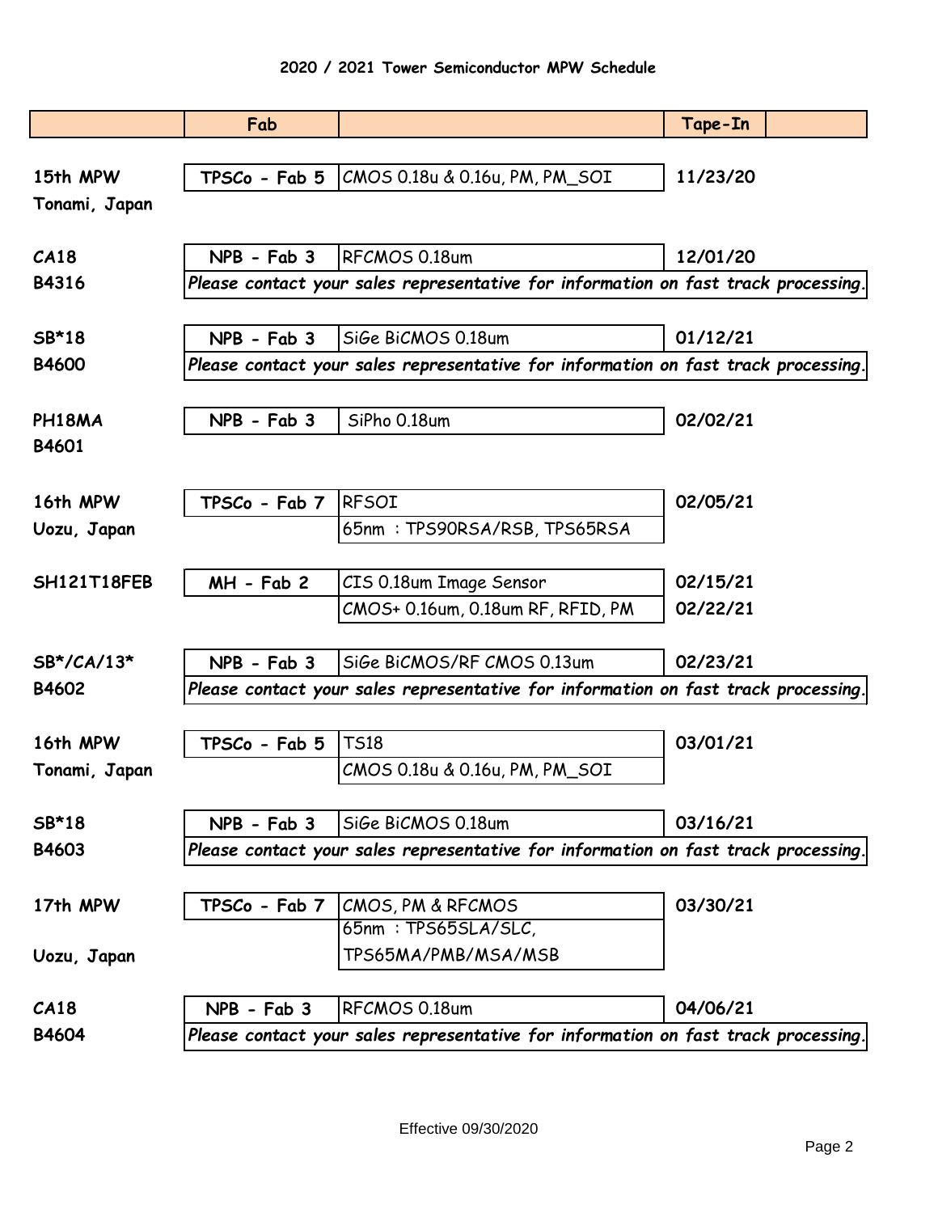## 2020 / 2021 Tower Semiconductor MPW Schedule

| | Fab | | Tape-In |
|---|---|---|---|
| **15th MPW** | **TPSCo - Fab 5** | CMOS 0.18u & 0.16u, PM, PM_SOI | **11/23/20** |
| **Tonami, Japan** | | | |
| **CA18** | **NPB - Fab 3** | RFCMOS 0.18um | **12/01/20** |
| **B4316** | *Please contact your sales representative for information on fast track processing.* | | |
| **SB*18** | **NPB - Fab 3** | SiGe BiCMOS 0.18um | **01/12/21** |
| **B4600** | *Please contact your sales representative for information on fast track processing.* | | |
| **PH18MA** | **NPB - Fab 3** | SiPho 0.18um | **02/02/21** |
| **B4601** | | | |
| **16th MPW** | **TPSCo - Fab 7** | RFSOI | **02/05/21** |
| **Uozu, Japan** | | 65nm : TPS90RSA/RSB, TPS65RSA | |
| **SH121T18FEB** | **MH - Fab 2** | CIS 0.18um Image Sensor | **02/15/21** |
| | | CMOS+ 0.16um, 0.18um RF, RFID, PM | **02/22/21** |
| **SB*/CA/13*** | **NPB - Fab 3** | SiGe BiCMOS/RF CMOS 0.13um | **02/23/21** |
| **B4602** | *Please contact your sales representative for information on fast track processing.* | | |
| **16th MPW** | **TPSCo - Fab 5** | TS18 | **03/01/21** |
| **Tonami, Japan** | | CMOS 0.18u & 0.16u, PM, PM_SOI | |
| **SB*18** | **NPB - Fab 3** | SiGe BiCMOS 0.18um | **03/16/21** |
| **B4603** | *Please contact your sales representative for information on fast track processing.* | | |
| **17th MPW** | **TPSCo - Fab 7** | CMOS, PM & RFCMOS | **03/30/21** |
| **Uozu, Japan** | | 65nm : TPS65SLA/SLC, TPS65MA/PMB/MSA/MSB | |
| **CA18** | **NPB - Fab 3** | RFCMOS 0.18um | **04/06/21** |
| **B4604** | *Please contact your sales representative for information on fast track processing.* | | |

Effective 09/30/2020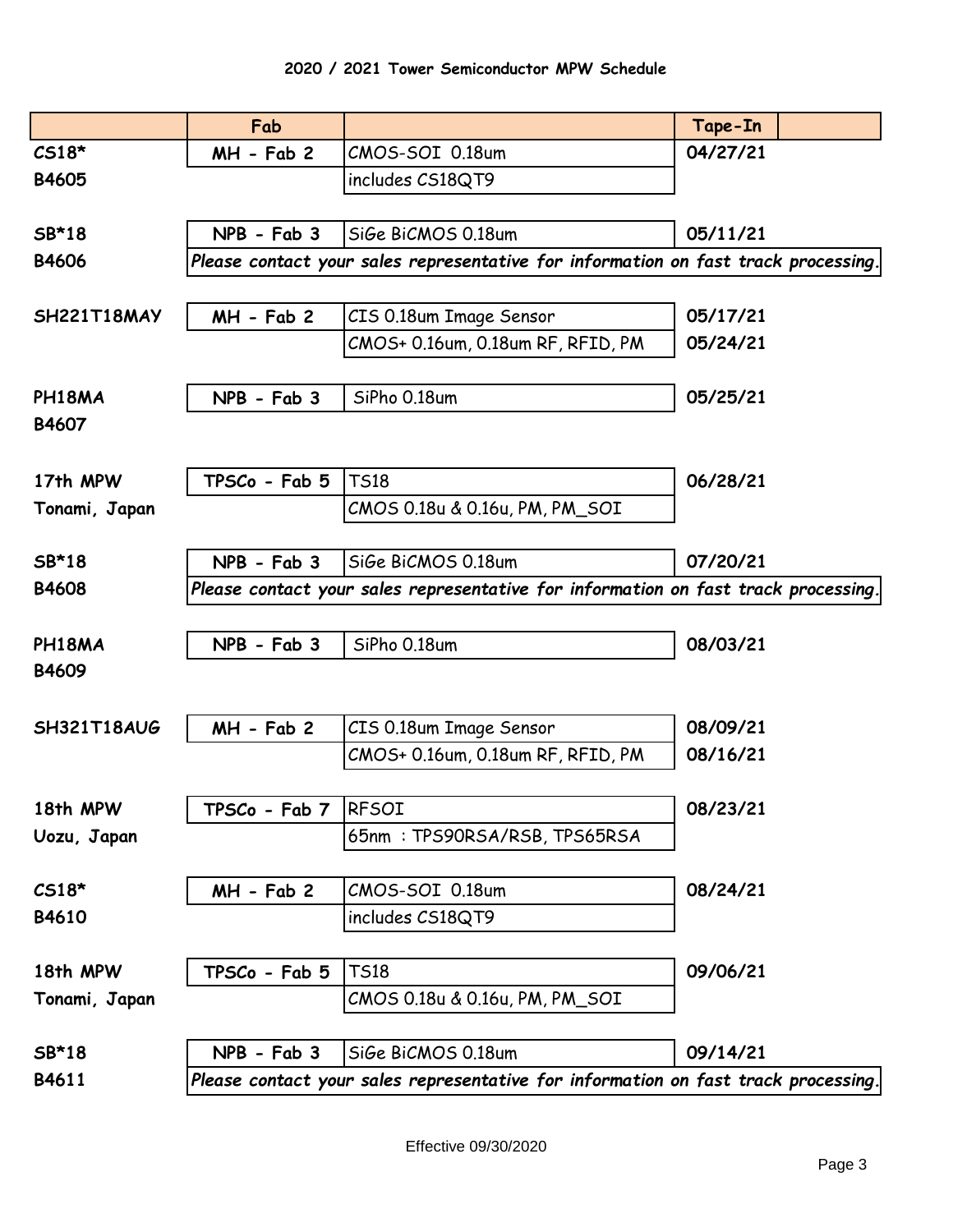## 2020 / 2021 Tower Semiconductor MPW Schedule

| | Fab | | Tape-In |
|---|---|---|---|
| CS18* | MH - Fab 2 | CMOS-SOI 0.18um | 04/27/21 |
| B4605 | | includes CS18QT9 | |
| | | | |
| SB*18 | NPB - Fab 3 | SiGe BiCMOS 0.18um | 05/11/21 |
| B4606 | *Please contact your sales representative for information on fast track processing.* | | |
| | | | |
| SH221T18MAY | MH - Fab 2 | CIS 0.18um Image Sensor | 05/17/21 |
| | | CMOS+ 0.16um, 0.18um RF, RFID, PM | 05/24/21 |
| | | | |
| PH18MA | NPB - Fab 3 | SiPho 0.18um | 05/25/21 |
| B4607 | | | |
| | | | |
| 17th MPW | TPSCo - Fab 5 | TS18 | 06/28/21 |
| Tonami, Japan | | CMOS 0.18u & 0.16u, PM, PM_SOI | |
| | | | |
| SB*18 | NPB - Fab 3 | SiGe BiCMOS 0.18um | 07/20/21 |
| B4608 | *Please contact your sales representative for information on fast track processing.* | | |
| | | | |
| PH18MA | NPB - Fab 3 | SiPho 0.18um | 08/03/21 |
| B4609 | | | |
| | | | |
| SH321T18AUG | MH - Fab 2 | CIS 0.18um Image Sensor | 08/09/21 |
| | | CMOS+ 0.16um, 0.18um RF, RFID, PM | 08/16/21 |
| | | | |
| 18th MPW | TPSCo - Fab 7 | RFSOI | 08/23/21 |
| Uozu, Japan | | 65nm : TPS90RSA/RSB, TPS65RSA | |
| | | | |
| CS18* | MH - Fab 2 | CMOS-SOI 0.18um | 08/24/21 |
| B4610 | | includes CS18QT9 | |
| | | | |
| 18th MPW | TPSCo - Fab 5 | TS18 | 09/06/21 |
| Tonami, Japan | | CMOS 0.18u & 0.16u, PM, PM_SOI | |
| | | | |
| SB*18 | NPB - Fab 3 | SiGe BiCMOS 0.18um | 09/14/21 |
| B4611 | *Please contact your sales representative for information on fast track processing.* | | |

Effective 09/30/2020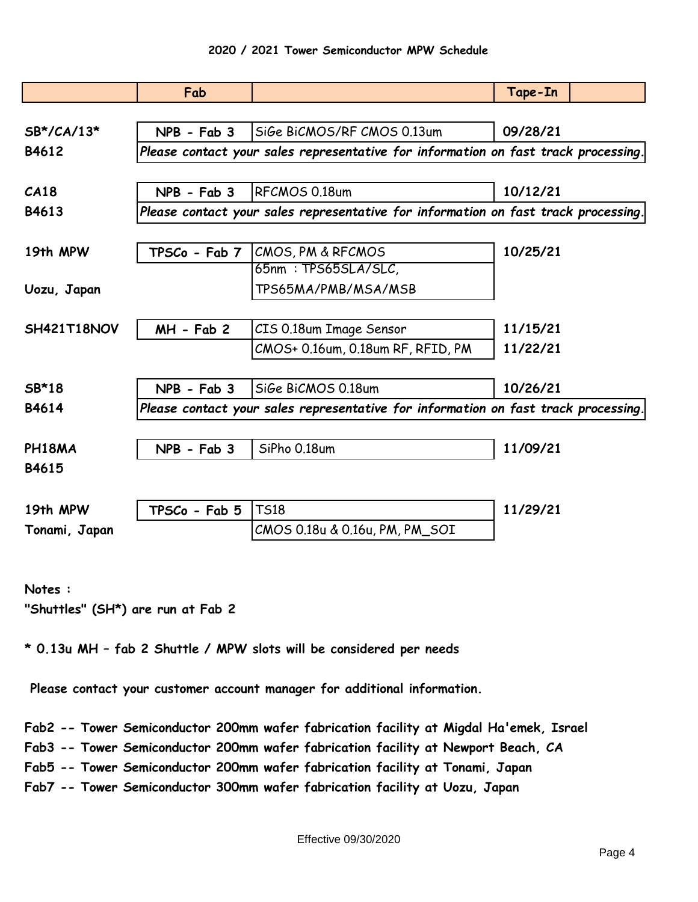# 2020 / 2021 Tower Semiconductor MPW Schedule

| | Fab | | Tape-In | |
|---|---|---|---|---|
| **SB*/CA/13*** | **NPB - Fab 3** | SiGe BiCMOS/RF CMOS 0.13um | **09/28/21** | |
| **B4612** | *Please contact your sales representative for information on fast track processing.* | | | |
| **CA18** | **NPB - Fab 3** | RFCMOS 0.18um | **10/12/21** | |
| **B4613** | *Please contact your sales representative for information on fast track processing.* | | | |
| **19th MPW** | **TPSCo - Fab 7** | CMOS, PM & RFCMOS | **10/25/21** | |
| **Uozu, Japan** | | 65nm : TPS65SLA/SLC, TPS65MA/PMB/MSA/MSB | | |
| **SH421T18NOV** | **MH - Fab 2** | CIS 0.18um Image Sensor | **11/15/21** | |
| | | CMOS+ 0.16um, 0.18um RF, RFID, PM | **11/22/21** | |
| **SB*18** | **NPB - Fab 3** | SiGe BiCMOS 0.18um | **10/26/21** | |
| **B4614** | *Please contact your sales representative for information on fast track processing.* | | | |
| **PH18MA** | **NPB - Fab 3** | SiPho 0.18um | **11/09/21** | |
| **B4615** | | | | |
| **19th MPW** | **TPSCo - Fab 5** | TS18 | **11/29/21** | |
| **Tonami, Japan** | | CMOS 0.18u & 0.16u, PM, PM_SOI | | |

**Notes :**

**"Shuttles" (SH*) are run at Fab 2**

**\* 0.13u MH – fab 2 Shuttle / MPW slots will be considered per needs**

**Please contact your customer account manager for additional information.**

**Fab2 -- Tower Semiconductor 200mm wafer fabrication facility at Migdal Ha'emek, Israel**
**Fab3 -- Tower Semiconductor 200mm wafer fabrication facility at Newport Beach, CA**
**Fab5 -- Tower Semiconductor 200mm wafer fabrication facility at Tonami, Japan**
**Fab7 -- Tower Semiconductor 300mm wafer fabrication facility at Uozu, Japan**

Effective 09/30/2020